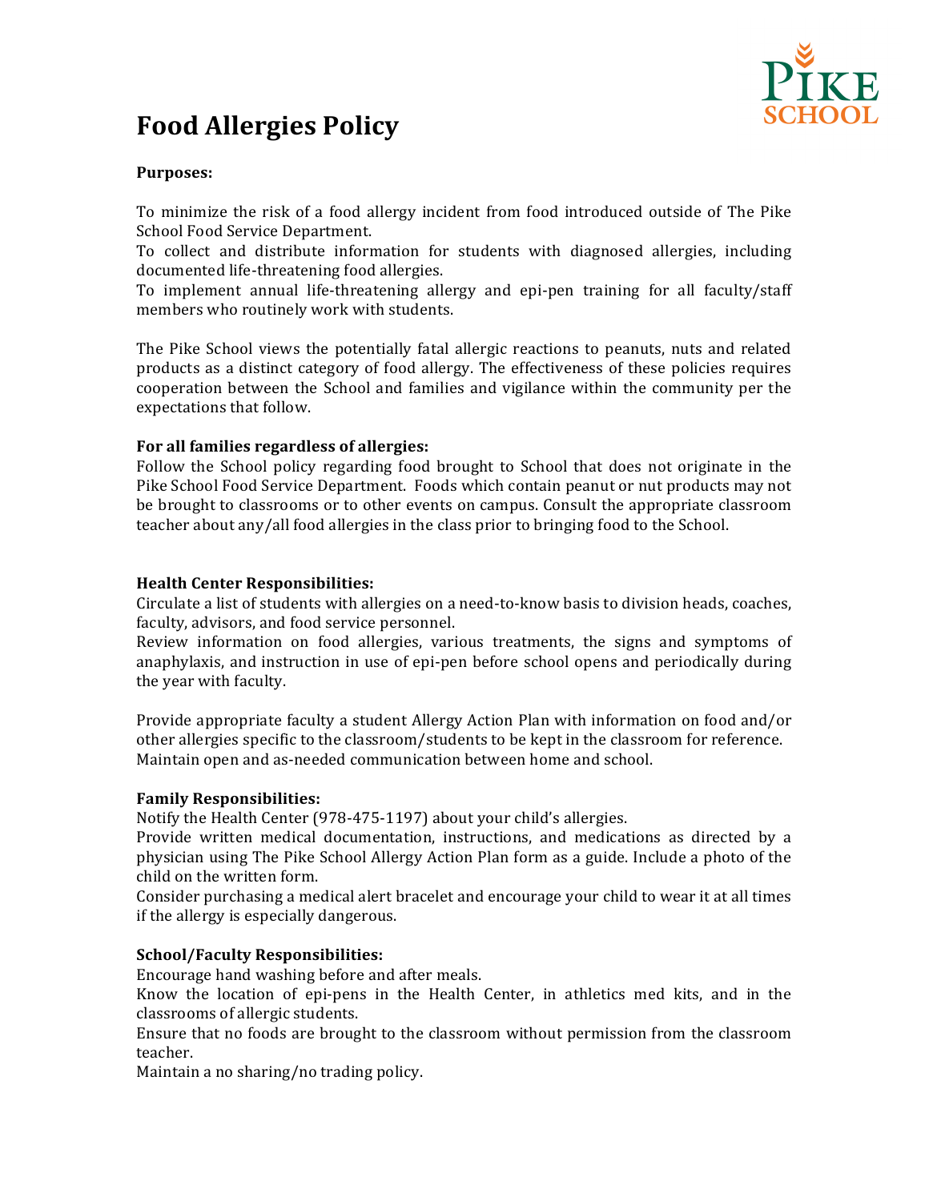# Food Allergies Policy

**Purposes:**

To minimize the risk of a food allergy incident from food introduced outside of The Pike School Food Service Department.
To collect and distribute information for students with diagnosed allergies, including documented life-threatening food allergies.
To implement annual life-threatening allergy and epi-pen training for all faculty/staff members who routinely work with students.

The Pike School views the potentially fatal allergic reactions to peanuts, nuts and related products as a distinct category of food allergy. The effectiveness of these policies requires cooperation between the School and families and vigilance within the community per the expectations that follow.

**For all families regardless of allergies:**
Follow the School policy regarding food brought to School that does not originate in the Pike School Food Service Department. Foods which contain peanut or nut products may not be brought to classrooms or to other events on campus. Consult the appropriate classroom teacher about any/all food allergies in the class prior to bringing food to the School.

**Health Center Responsibilities:**
Circulate a list of students with allergies on a need-to-know basis to division heads, coaches, faculty, advisors, and food service personnel.
Review information on food allergies, various treatments, the signs and symptoms of anaphylaxis, and instruction in use of epi-pen before school opens and periodically during the year with faculty.

Provide appropriate faculty a student Allergy Action Plan with information on food and/or other allergies specific to the classroom/students to be kept in the classroom for reference.
Maintain open and as-needed communication between home and school.

**Family Responsibilities:**
Notify the Health Center (978-475-1197) about your child's allergies.
Provide written medical documentation, instructions, and medications as directed by a physician using The Pike School Allergy Action Plan form as a guide. Include a photo of the child on the written form.
Consider purchasing a medical alert bracelet and encourage your child to wear it at all times if the allergy is especially dangerous.

**School/Faculty Responsibilities:**
Encourage hand washing before and after meals.
Know the location of epi-pens in the Health Center, in athletics med kits, and in the classrooms of allergic students.
Ensure that no foods are brought to the classroom without permission from the classroom teacher.
Maintain a no sharing/no trading policy.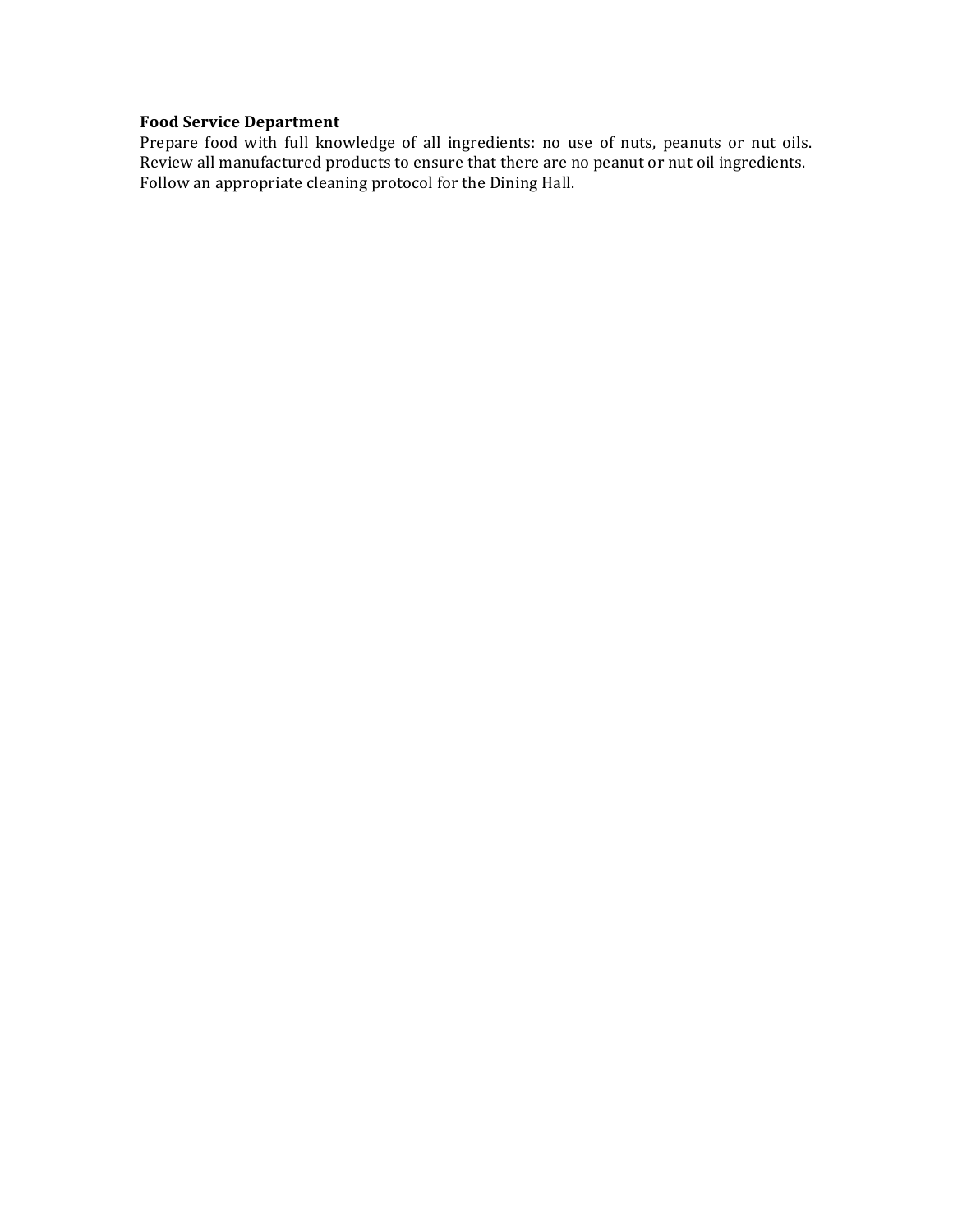**Food Service Department**

Prepare food with full knowledge of all ingredients: no use of nuts, peanuts or nut oils. Review all manufactured products to ensure that there are no peanut or nut oil ingredients. Follow an appropriate cleaning protocol for the Dining Hall.